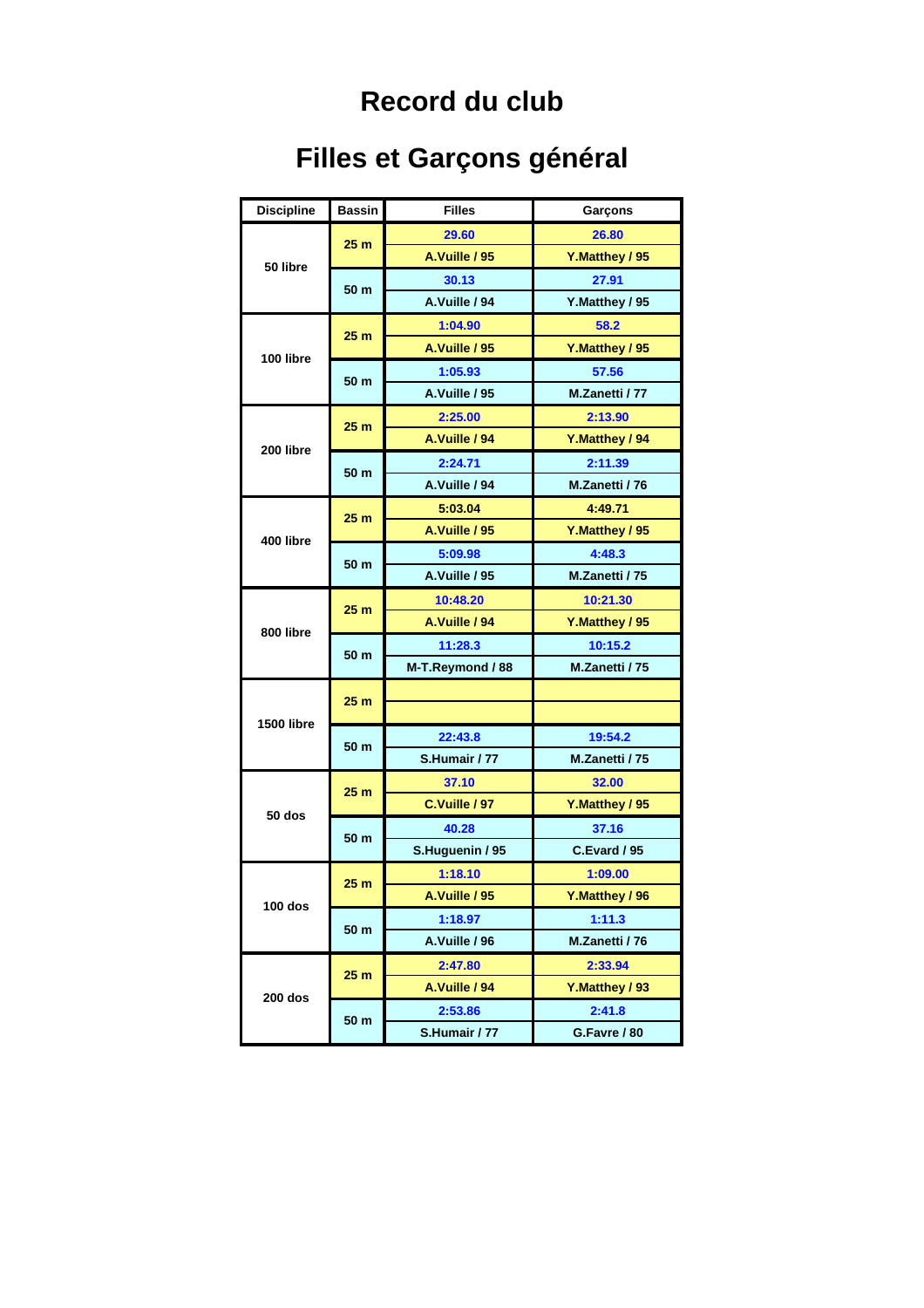# Record du club

# Filles et Garçons général

| Discipline | Bassin | Filles | Garçons |
|---|---|---|---|
| 50 libre | 25 m | 29.60 | 26.80 |
| | | A.Vuille / 95 | Y.Matthey / 95 |
| | 50 m | 30.13 | 27.91 |
| | | A.Vuille / 94 | Y.Matthey / 95 |
| 100 libre | 25 m | 1:04.90 | 58.2 |
| | | A.Vuille / 95 | Y.Matthey / 95 |
| | 50 m | 1:05.93 | 57.56 |
| | | A.Vuille / 95 | M.Zanetti / 77 |
| 200 libre | 25 m | 2:25.00 | 2:13.90 |
| | | A.Vuille / 94 | Y.Matthey / 94 |
| | 50 m | 2:24.71 | 2:11.39 |
| | | A.Vuille / 94 | M.Zanetti / 76 |
| 400 libre | 25 m | 5:03.04 | 4:49.71 |
| | | A.Vuille / 95 | Y.Matthey / 95 |
| | 50 m | 5:09.98 | 4:48.3 |
| | | A.Vuille / 95 | M.Zanetti / 75 |
| 800 libre | 25 m | 10:48.20 | 10:21.30 |
| | | A.Vuille / 94 | Y.Matthey / 95 |
| | 50 m | 11:28.3 | 10:15.2 |
| | | M-T.Reymond / 88 | M.Zanetti / 75 |
| 1500 libre | 25 m | | |
| | | | |
| | 50 m | 22:43.8 | 19:54.2 |
| | | S.Humair / 77 | M.Zanetti / 75 |
| 50 dos | 25 m | 37.10 | 32.00 |
| | | C.Vuille / 97 | Y.Matthey / 95 |
| | 50 m | 40.28 | 37.16 |
| | | S.Huguenin / 95 | C.Evard / 95 |
| 100 dos | 25 m | 1:18.10 | 1:09.00 |
| | | A.Vuille / 95 | Y.Matthey / 96 |
| | 50 m | 1:18.97 | 1:11.3 |
| | | A.Vuille / 96 | M.Zanetti / 76 |
| 200 dos | 25 m | 2:47.80 | 2:33.94 |
| | | A.Vuille / 94 | Y.Matthey / 93 |
| | 50 m | 2:53.86 | 2:41.8 |
| | | S.Humair / 77 | G.Favre / 80 |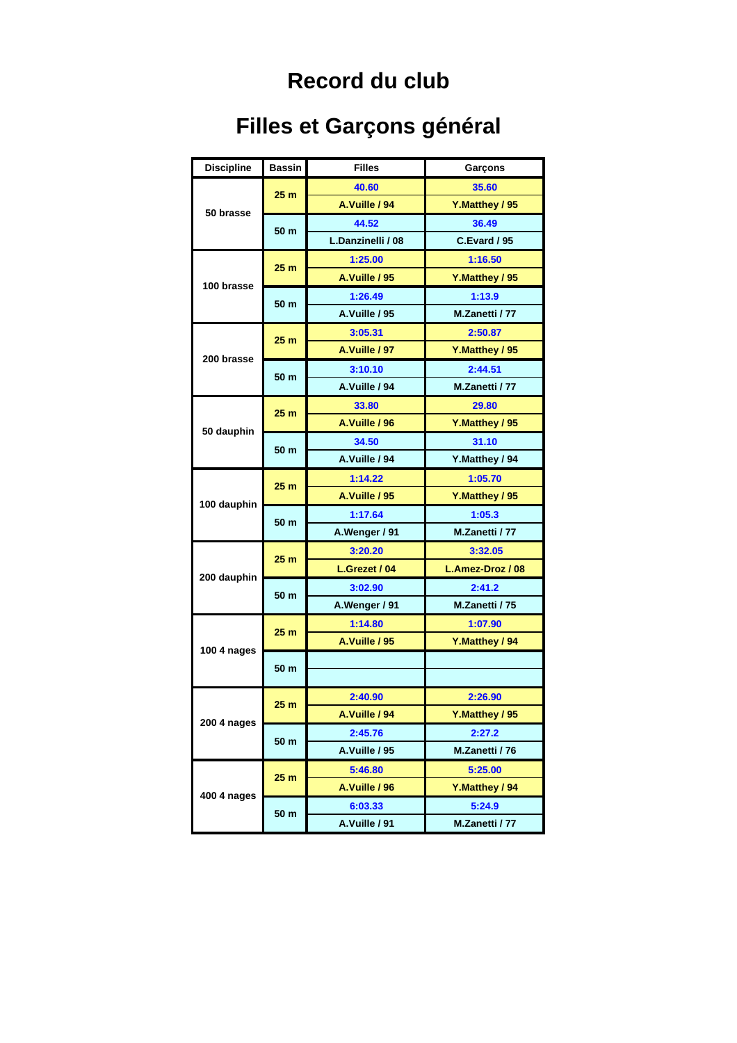# Record du club

# Filles et Garçons général

| Discipline | Bassin | Filles | Garçons |
|---|---|---|---|
| 50 brasse | 25 m | 40.60 | 35.60 |
| | | A.Vuille / 94 | Y.Matthey / 95 |
| | 50 m | 44.52 | 36.49 |
| | | L.Danzinelli / 08 | C.Evard / 95 |
| 100 brasse | 25 m | 1:25.00 | 1:16.50 |
| | | A.Vuille / 95 | Y.Matthey / 95 |
| | 50 m | 1:26.49 | 1:13.9 |
| | | A.Vuille / 95 | M.Zanetti / 77 |
| 200 brasse | 25 m | 3:05.31 | 2:50.87 |
| | | A.Vuille / 97 | Y.Matthey / 95 |
| | 50 m | 3:10.10 | 2:44.51 |
| | | A.Vuille / 94 | M.Zanetti / 77 |
| 50 dauphin | 25 m | 33.80 | 29.80 |
| | | A.Vuille / 96 | Y.Matthey / 95 |
| | 50 m | 34.50 | 31.10 |
| | | A.Vuille / 94 | Y.Matthey / 94 |
| 100 dauphin | 25 m | 1:14.22 | 1:05.70 |
| | | A.Vuille / 95 | Y.Matthey / 95 |
| | 50 m | 1:17.64 | 1:05.3 |
| | | A.Wenger / 91 | M.Zanetti / 77 |
| 200 dauphin | 25 m | 3:20.20 | 3:32.05 |
| | | L.Grezet / 04 | L.Amez-Droz / 08 |
| | 50 m | 3:02.90 | 2:41.2 |
| | | A.Wenger / 91 | M.Zanetti / 75 |
| 100 4 nages | 25 m | 1:14.80 | 1:07.90 |
| | | A.Vuille / 95 | Y.Matthey / 94 |
| | 50 m | | |
| | | | |
| 200 4 nages | 25 m | 2:40.90 | 2:26.90 |
| | | A.Vuille / 94 | Y.Matthey / 95 |
| | 50 m | 2:45.76 | 2:27.2 |
| | | A.Vuille / 95 | M.Zanetti / 76 |
| 400 4 nages | 25 m | 5:46.80 | 5:25.00 |
| | | A.Vuille / 96 | Y.Matthey / 94 |
| | 50 m | 6:03.33 | 5:24.9 |
| | | A.Vuille / 91 | M.Zanetti / 77 |